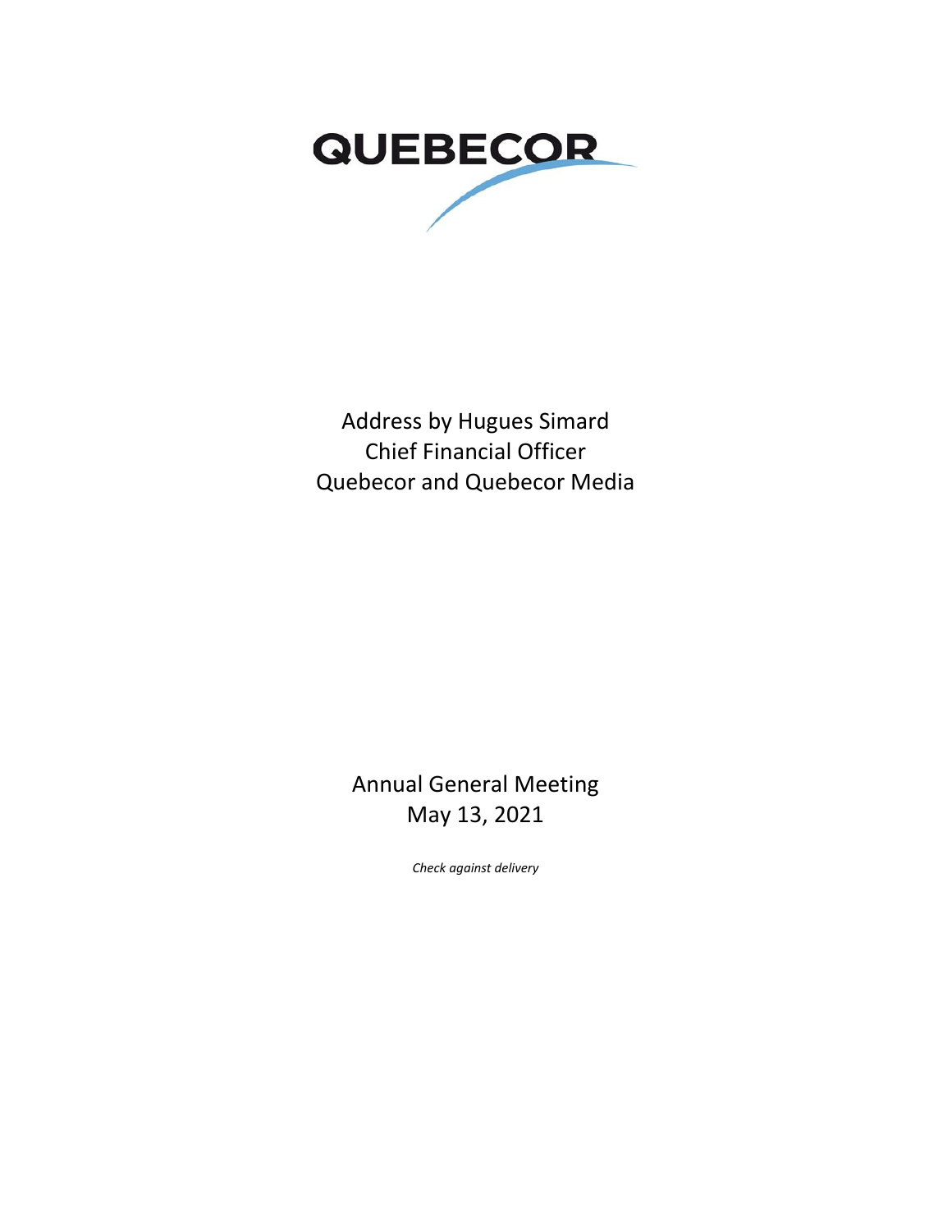QUEBECOR

Address by Hugues Simard
Chief Financial Officer
Quebecor and Quebecor Media

Annual General Meeting
May 13, 2021

*Check against delivery*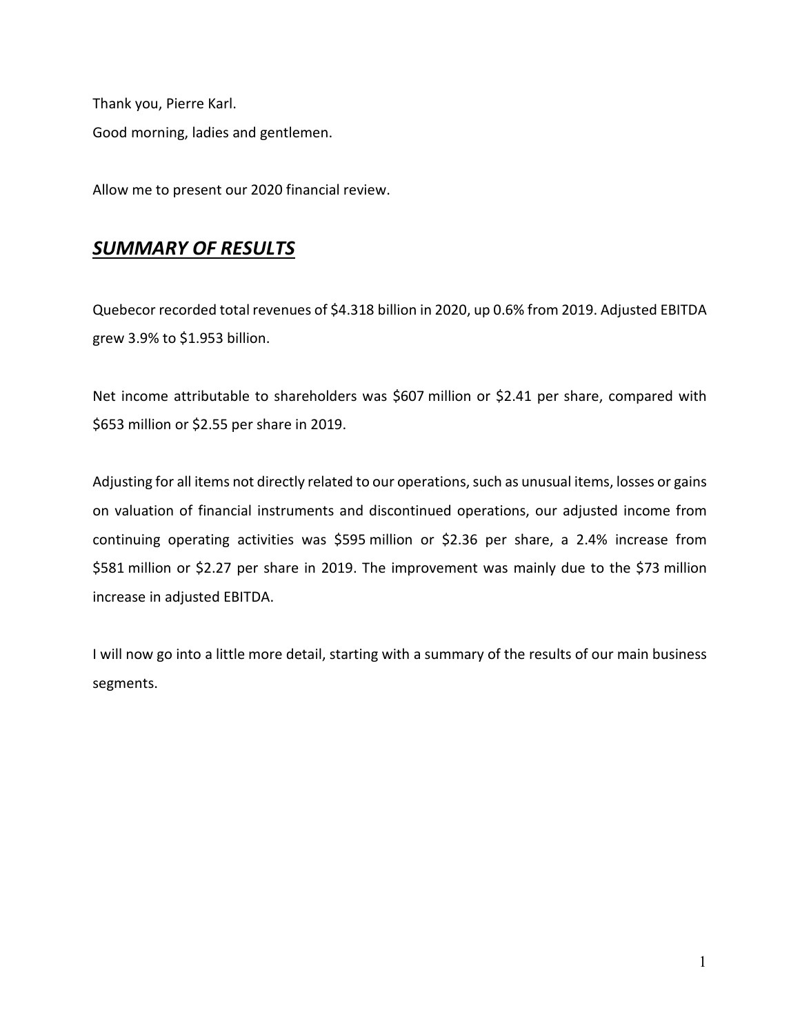Thank you, Pierre Karl.

Good morning, ladies and gentlemen.

Allow me to present our 2020 financial review.

## ***SUMMARY OF RESULTS***

Quebecor recorded total revenues of $4.318 billion in 2020, up 0.6% from 2019. Adjusted EBITDA grew 3.9% to $1.953 billion.

Net income attributable to shareholders was $607 million or $2.41 per share, compared with $653 million or $2.55 per share in 2019.

Adjusting for all items not directly related to our operations, such as unusual items, losses or gains on valuation of financial instruments and discontinued operations, our adjusted income from continuing operating activities was $595 million or $2.36 per share, a 2.4% increase from $581 million or $2.27 per share in 2019. The improvement was mainly due to the $73 million increase in adjusted EBITDA.

I will now go into a little more detail, starting with a summary of the results of our main business segments.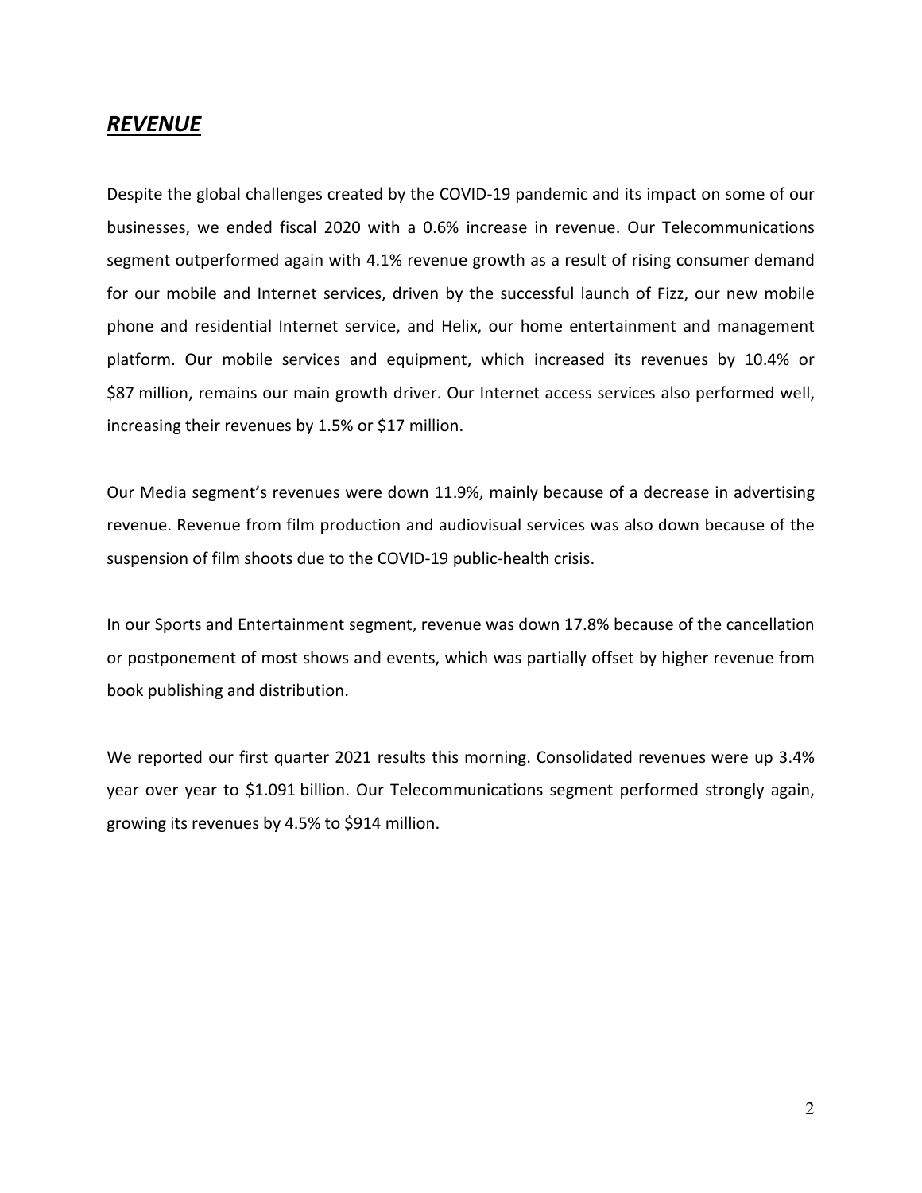## ***REVENUE***

Despite the global challenges created by the COVID-19 pandemic and its impact on some of our businesses, we ended fiscal 2020 with a 0.6% increase in revenue. Our Telecommunications segment outperformed again with 4.1% revenue growth as a result of rising consumer demand for our mobile and Internet services, driven by the successful launch of Fizz, our new mobile phone and residential Internet service, and Helix, our home entertainment and management platform. Our mobile services and equipment, which increased its revenues by 10.4% or $87 million, remains our main growth driver. Our Internet access services also performed well, increasing their revenues by 1.5% or $17 million.

Our Media segment's revenues were down 11.9%, mainly because of a decrease in advertising revenue. Revenue from film production and audiovisual services was also down because of the suspension of film shoots due to the COVID-19 public-health crisis.

In our Sports and Entertainment segment, revenue was down 17.8% because of the cancellation or postponement of most shows and events, which was partially offset by higher revenue from book publishing and distribution.

We reported our first quarter 2021 results this morning. Consolidated revenues were up 3.4% year over year to $1.091 billion. Our Telecommunications segment performed strongly again, growing its revenues by 4.5% to $914 million.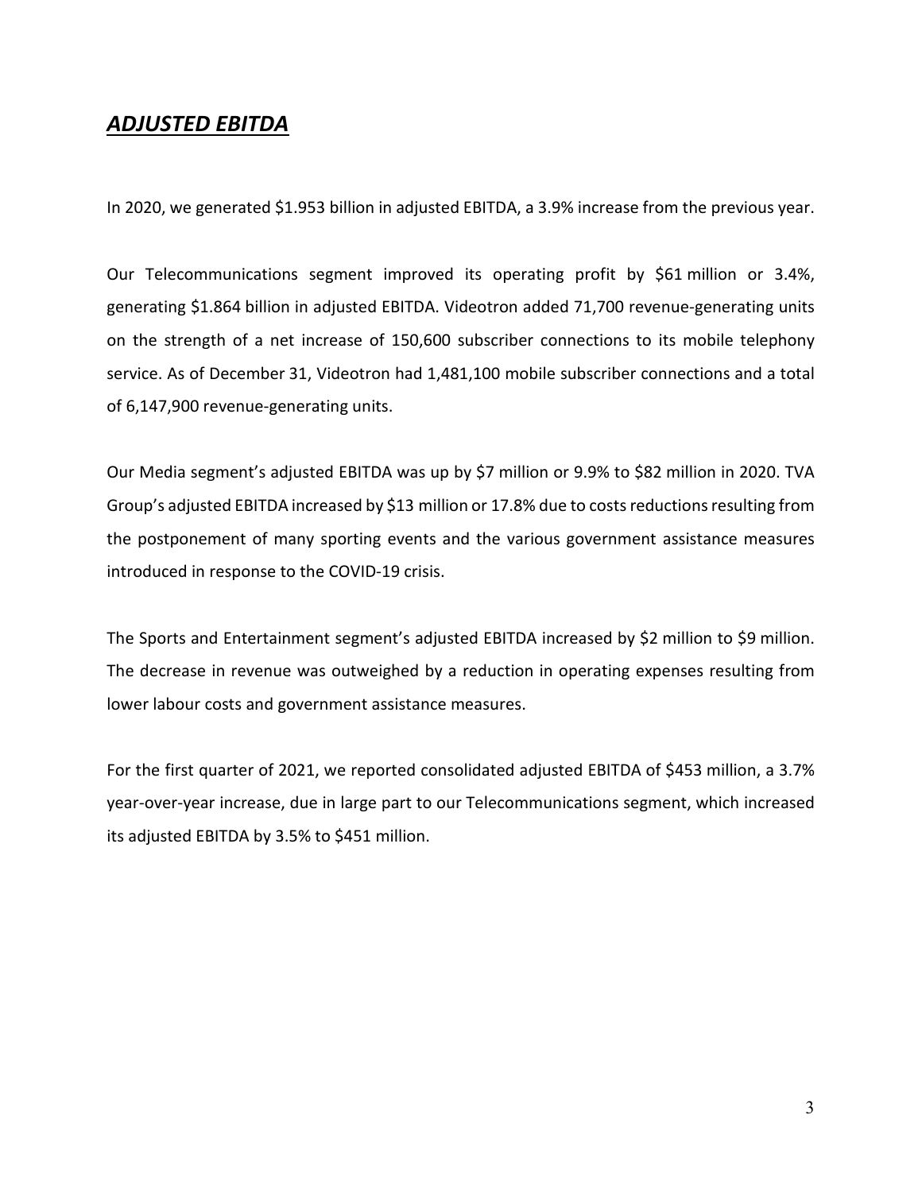## ***ADJUSTED EBITDA***

In 2020, we generated $1.953 billion in adjusted EBITDA, a 3.9% increase from the previous year.

Our Telecommunications segment improved its operating profit by $61 million or 3.4%, generating $1.864 billion in adjusted EBITDA. Videotron added 71,700 revenue-generating units on the strength of a net increase of 150,600 subscriber connections to its mobile telephony service. As of December 31, Videotron had 1,481,100 mobile subscriber connections and a total of 6,147,900 revenue-generating units.

Our Media segment's adjusted EBITDA was up by $7 million or 9.9% to $82 million in 2020. TVA Group's adjusted EBITDA increased by $13 million or 17.8% due to costs reductions resulting from the postponement of many sporting events and the various government assistance measures introduced in response to the COVID-19 crisis.

The Sports and Entertainment segment's adjusted EBITDA increased by $2 million to $9 million. The decrease in revenue was outweighed by a reduction in operating expenses resulting from lower labour costs and government assistance measures.

For the first quarter of 2021, we reported consolidated adjusted EBITDA of $453 million, a 3.7% year-over-year increase, due in large part to our Telecommunications segment, which increased its adjusted EBITDA by 3.5% to $451 million.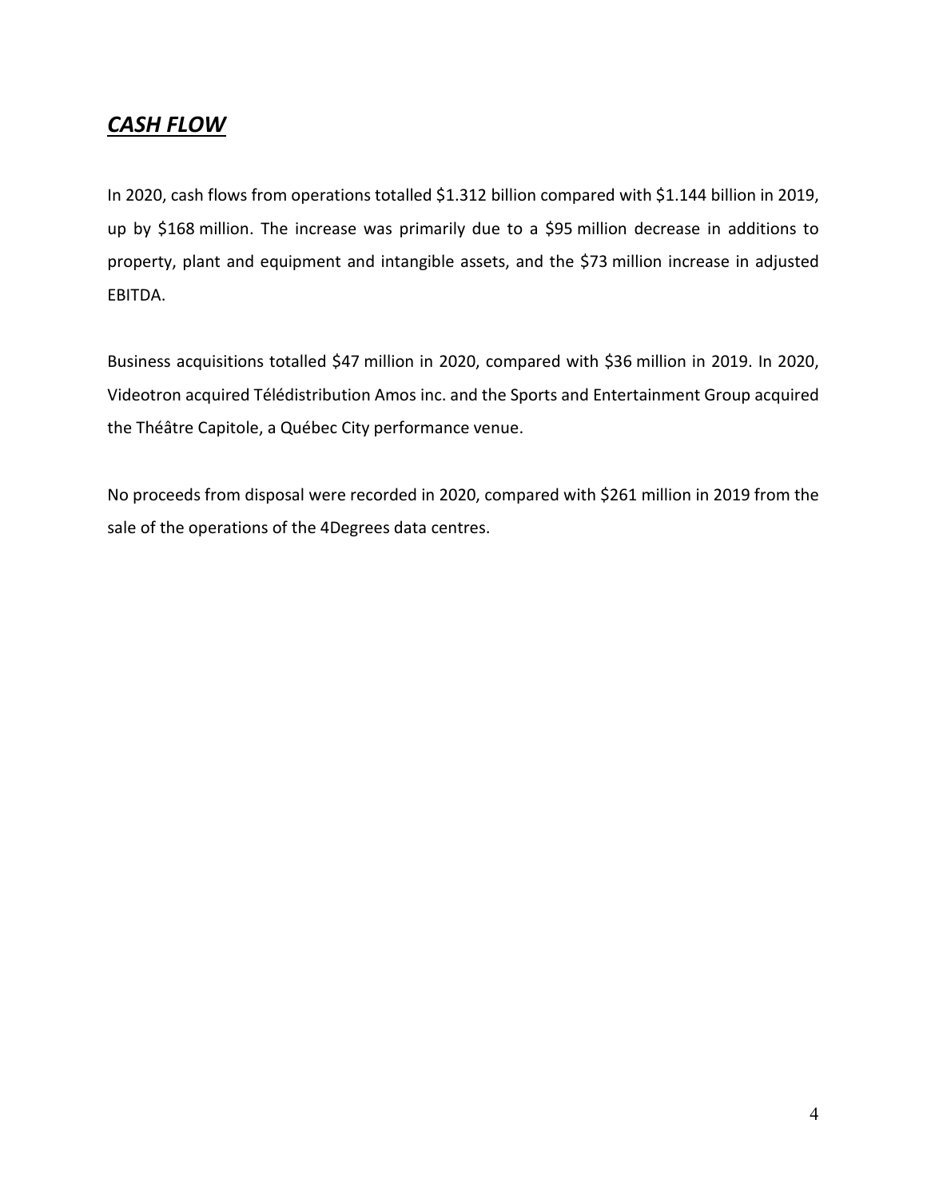## ***CASH FLOW***

In 2020, cash flows from operations totalled $1.312 billion compared with $1.144 billion in 2019, up by $168 million. The increase was primarily due to a $95 million decrease in additions to property, plant and equipment and intangible assets, and the $73 million increase in adjusted EBITDA.

Business acquisitions totalled $47 million in 2020, compared with $36 million in 2019. In 2020, Videotron acquired Télédistribution Amos inc. and the Sports and Entertainment Group acquired the Théâtre Capitole, a Québec City performance venue.

No proceeds from disposal were recorded in 2020, compared with $261 million in 2019 from the sale of the operations of the 4Degrees data centres.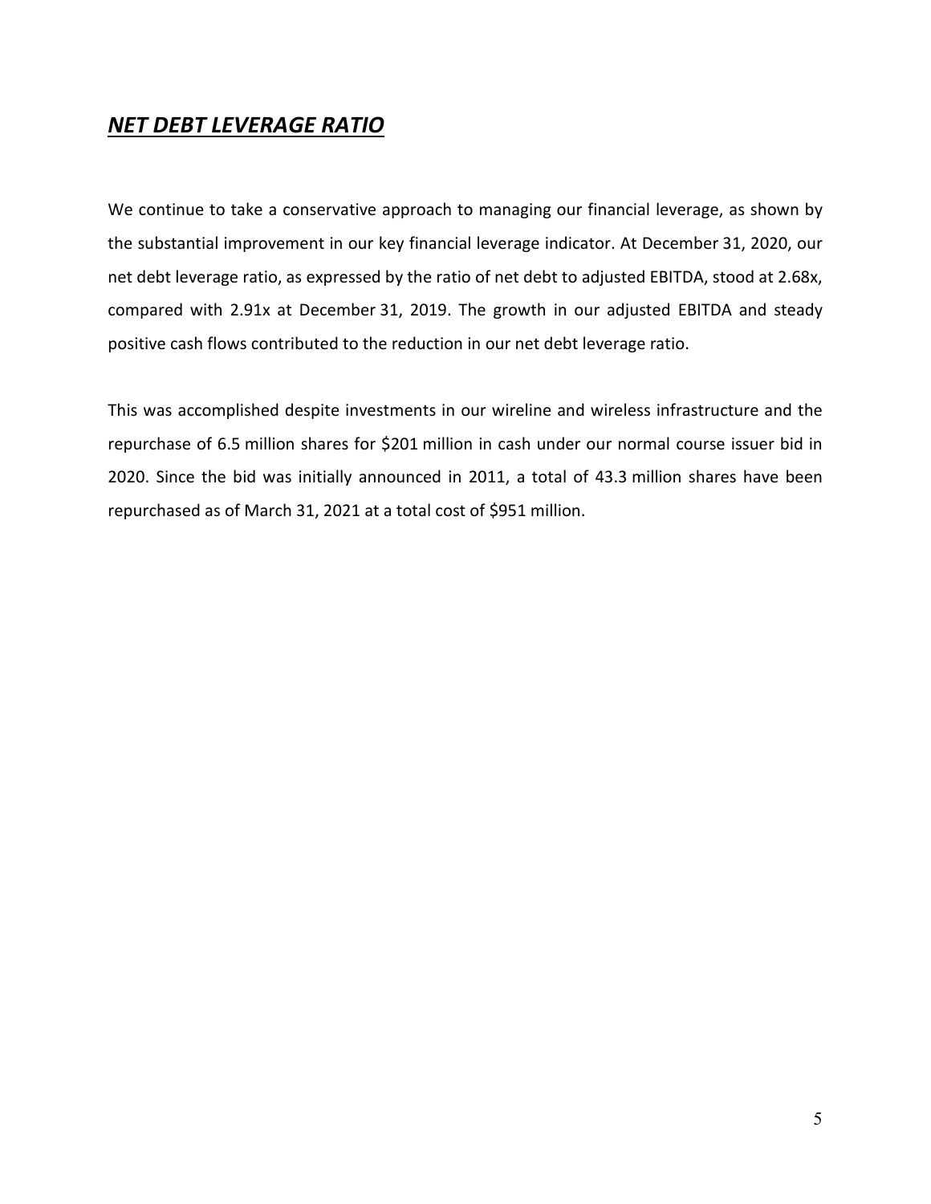## ***NET DEBT LEVERAGE RATIO***

We continue to take a conservative approach to managing our financial leverage, as shown by the substantial improvement in our key financial leverage indicator. At December 31, 2020, our net debt leverage ratio, as expressed by the ratio of net debt to adjusted EBITDA, stood at 2.68x, compared with 2.91x at December 31, 2019. The growth in our adjusted EBITDA and steady positive cash flows contributed to the reduction in our net debt leverage ratio.

This was accomplished despite investments in our wireline and wireless infrastructure and the repurchase of 6.5 million shares for $201 million in cash under our normal course issuer bid in 2020. Since the bid was initially announced in 2011, a total of 43.3 million shares have been repurchased as of March 31, 2021 at a total cost of $951 million.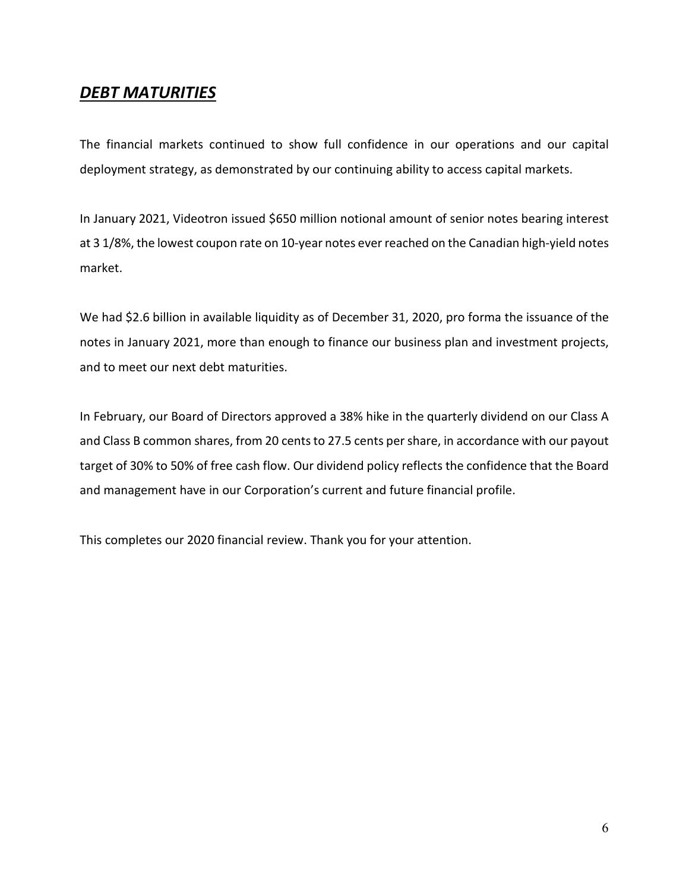## ***DEBT MATURITIES***

The financial markets continued to show full confidence in our operations and our capital deployment strategy, as demonstrated by our continuing ability to access capital markets.

In January 2021, Videotron issued $650 million notional amount of senior notes bearing interest at 3 1/8%, the lowest coupon rate on 10-year notes ever reached on the Canadian high-yield notes market.

We had $2.6 billion in available liquidity as of December 31, 2020, pro forma the issuance of the notes in January 2021, more than enough to finance our business plan and investment projects, and to meet our next debt maturities.

In February, our Board of Directors approved a 38% hike in the quarterly dividend on our Class A and Class B common shares, from 20 cents to 27.5 cents per share, in accordance with our payout target of 30% to 50% of free cash flow. Our dividend policy reflects the confidence that the Board and management have in our Corporation's current and future financial profile.

This completes our 2020 financial review. Thank you for your attention.